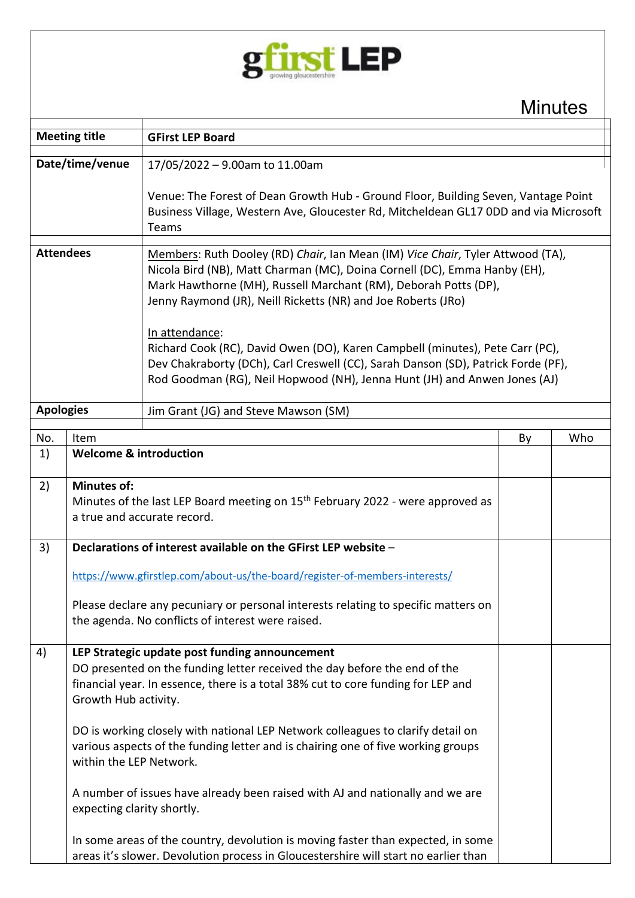gfirst LEP

growing gloucestershire

# Minutes

| | |
|---|---|
| **Meeting title** | **GFirst LEP Board** |
| **Date/time/venue** | 17/05/2022 – 9.00am to 11.00am<br><br>Venue: The Forest of Dean Growth Hub - Ground Floor, Building Seven, Vantage Point Business Village, Western Ave, Gloucester Rd, Mitcheldean GL17 0DD and via Microsoft Teams |
| **Attendees** | Members: Ruth Dooley (RD) *Chair*, Ian Mean (IM) *Vice Chair*, Tyler Attwood (TA), Nicola Bird (NB), Matt Charman (MC), Doina Cornell (DC), Emma Hanby (EH), Mark Hawthorne (MH), Russell Marchant (RM), Deborah Potts (DP), Jenny Raymond (JR), Neill Ricketts (NR) and Joe Roberts (JRo)<br><br>In attendance:<br>Richard Cook (RC), David Owen (DO), Karen Campbell (minutes), Pete Carr (PC), Dev Chakraborty (DCh), Carl Creswell (CC), Sarah Danson (SD), Patrick Forde (PF), Rod Goodman (RG), Neil Hopwood (NH), Jenna Hunt (JH) and Anwen Jones (AJ) |
| **Apologies** | Jim Grant (JG) and Steve Mawson (SM) |

| No. | Item | By | Who |
|---|---|---|---|
| 1) | **Welcome & introduction** | | |
| 2) | **Minutes of:**<br>Minutes of the last LEP Board meeting on 15th February 2022 - were approved as a true and accurate record. | | |
| 3) | **Declarations of interest available on the GFirst LEP website** –<br><br>https://www.gfirstlep.com/about-us/the-board/register-of-members-interests/<br><br>Please declare any pecuniary or personal interests relating to specific matters on the agenda. No conflicts of interest were raised. | | |
| 4) | **LEP Strategic update post funding announcement**<br>DO presented on the funding letter received the day before the end of the financial year. In essence, there is a total 38% cut to core funding for LEP and Growth Hub activity.<br><br>DO is working closely with national LEP Network colleagues to clarify detail on various aspects of the funding letter and is chairing one of five working groups within the LEP Network.<br><br>A number of issues have already been raised with AJ and nationally and we are expecting clarity shortly.<br><br>In some areas of the country, devolution is moving faster than expected, in some areas it's slower. Devolution process in Gloucestershire will start no earlier than | | |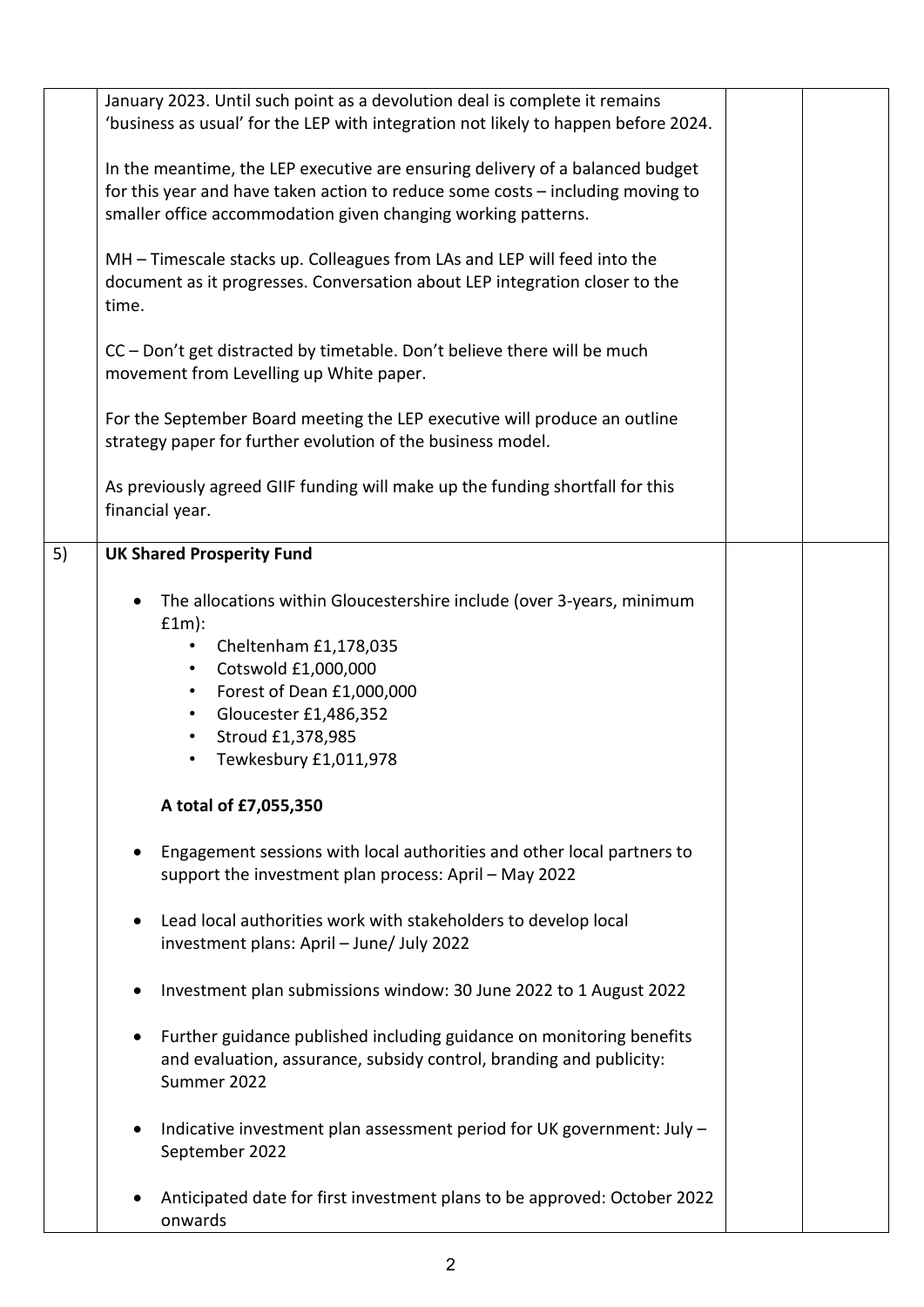|  |  |  |  |
|---|---|---|---|
|  | January 2023. Until such point as a devolution deal is complete it remains 'business as usual' for the LEP with integration not likely to happen before 2024.<br><br>In the meantime, the LEP executive are ensuring delivery of a balanced budget for this year and have taken action to reduce some costs – including moving to smaller office accommodation given changing working patterns.<br><br>MH – Timescale stacks up. Colleagues from LAs and LEP will feed into the document as it progresses. Conversation about LEP integration closer to the time.<br><br>CC – Don't get distracted by timetable. Don't believe there will be much movement from Levelling up White paper.<br><br>For the September Board meeting the LEP executive will produce an outline strategy paper for further evolution of the business model.<br><br>As previously agreed GIIF funding will make up the funding shortfall for this financial year. |  |  |
| 5) | **UK Shared Prosperity Fund**<br><br>• The allocations within Gloucestershire include (over 3-years, minimum £1m):<br>&nbsp;&nbsp;&nbsp;&nbsp;• Cheltenham £1,178,035<br>&nbsp;&nbsp;&nbsp;&nbsp;• Cotswold £1,000,000<br>&nbsp;&nbsp;&nbsp;&nbsp;• Forest of Dean £1,000,000<br>&nbsp;&nbsp;&nbsp;&nbsp;• Gloucester £1,486,352<br>&nbsp;&nbsp;&nbsp;&nbsp;• Stroud £1,378,985<br>&nbsp;&nbsp;&nbsp;&nbsp;• Tewkesbury £1,011,978<br><br>**A total of £7,055,350**<br><br>• Engagement sessions with local authorities and other local partners to support the investment plan process: April – May 2022<br><br>• Lead local authorities work with stakeholders to develop local investment plans: April – June/ July 2022<br><br>• Investment plan submissions window: 30 June 2022 to 1 August 2022<br><br>• Further guidance published including guidance on monitoring benefits and evaluation, assurance, subsidy control, branding and publicity: Summer 2022<br><br>• Indicative investment plan assessment period for UK government: July – September 2022<br><br>• Anticipated date for first investment plans to be approved: October 2022 onwards |  |  |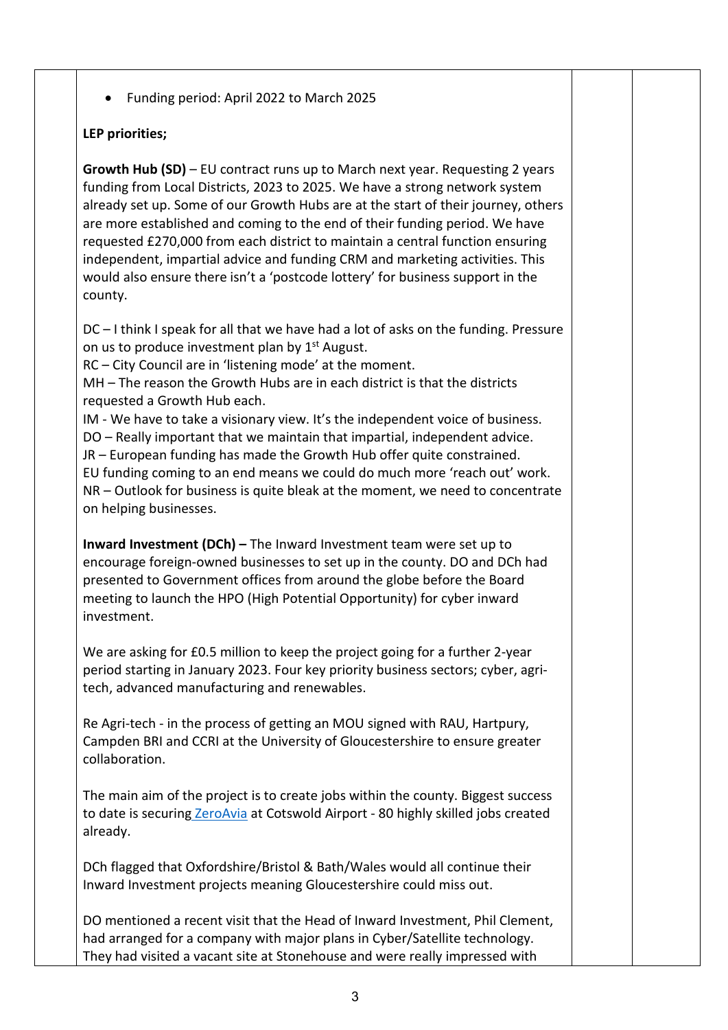- Funding period: April 2022 to March 2025

**LEP priorities;**

**Growth Hub (SD)** – EU contract runs up to March next year. Requesting 2 years funding from Local Districts, 2023 to 2025. We have a strong network system already set up. Some of our Growth Hubs are at the start of their journey, others are more established and coming to the end of their funding period. We have requested £270,000 from each district to maintain a central function ensuring independent, impartial advice and funding CRM and marketing activities. This would also ensure there isn't a 'postcode lottery' for business support in the county.

DC – I think I speak for all that we have had a lot of asks on the funding. Pressure on us to produce investment plan by 1st August.
RC – City Council are in 'listening mode' at the moment.
MH – The reason the Growth Hubs are in each district is that the districts requested a Growth Hub each.
IM - We have to take a visionary view. It's the independent voice of business.
DO – Really important that we maintain that impartial, independent advice.
JR – European funding has made the Growth Hub offer quite constrained. EU funding coming to an end means we could do much more 'reach out' work.
NR – Outlook for business is quite bleak at the moment, we need to concentrate on helping businesses.

**Inward Investment (DCh) –** The Inward Investment team were set up to encourage foreign-owned businesses to set up in the county. DO and DCh had presented to Government offices from around the globe before the Board meeting to launch the HPO (High Potential Opportunity) for cyber inward investment.

We are asking for £0.5 million to keep the project going for a further 2-year period starting in January 2023. Four key priority business sectors; cyber, agri-tech, advanced manufacturing and renewables.

Re Agri-tech - in the process of getting an MOU signed with RAU, Hartpury, Campden BRI and CCRI at the University of Gloucestershire to ensure greater collaboration.

The main aim of the project is to create jobs within the county. Biggest success to date is securing ZeroAvia at Cotswold Airport - 80 highly skilled jobs created already.

DCh flagged that Oxfordshire/Bristol & Bath/Wales would all continue their Inward Investment projects meaning Gloucestershire could miss out.

DO mentioned a recent visit that the Head of Inward Investment, Phil Clement, had arranged for a company with major plans in Cyber/Satellite technology. They had visited a vacant site at Stonehouse and were really impressed with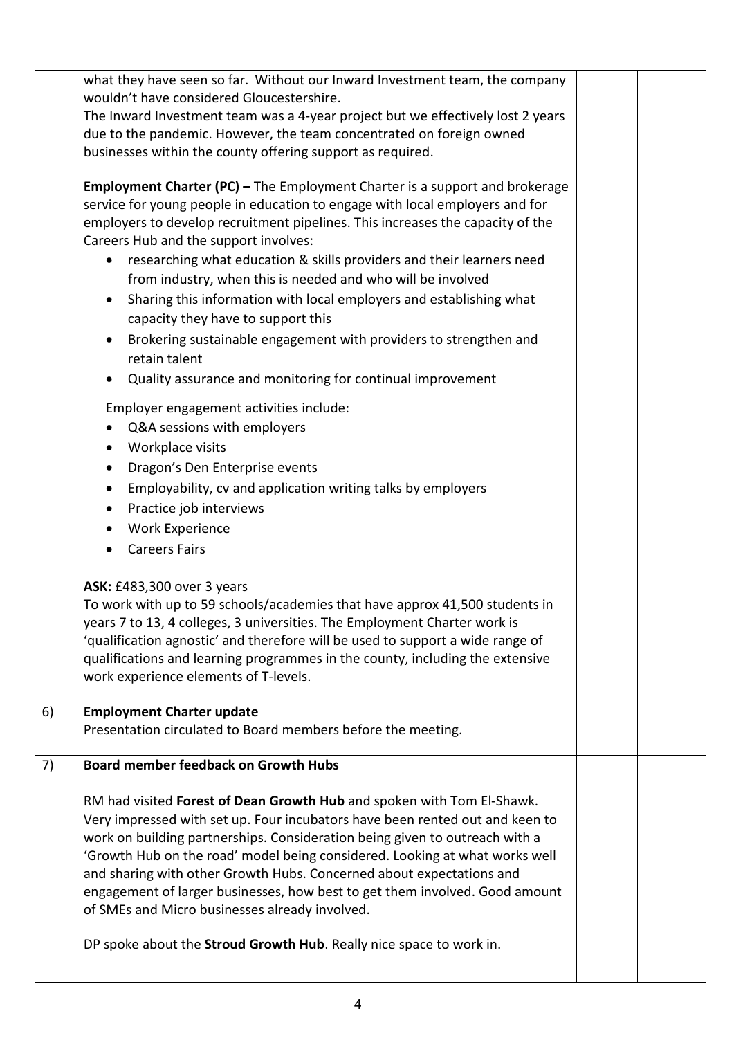| | | | |
|---|---|---|---|
| | what they have seen so far. Without our Inward Investment team, the company wouldn't have considered Gloucestershire.<br>The Inward Investment team was a 4-year project but we effectively lost 2 years due to the pandemic. However, the team concentrated on foreign owned businesses within the county offering support as required.<br><br>**Employment Charter (PC) –** The Employment Charter is a support and brokerage service for young people in education to engage with local employers and for employers to develop recruitment pipelines. This increases the capacity of the Careers Hub and the support involves:<br>• researching what education & skills providers and their learners need from industry, when this is needed and who will be involved<br>• Sharing this information with local employers and establishing what capacity they have to support this<br>• Brokering sustainable engagement with providers to strengthen and retain talent<br>• Quality assurance and monitoring for continual improvement<br><br>Employer engagement activities include:<br>• Q&A sessions with employers<br>• Workplace visits<br>• Dragon's Den Enterprise events<br>• Employability, cv and application writing talks by employers<br>• Practice job interviews<br>• Work Experience<br>• Careers Fairs<br><br>**ASK:** £483,300 over 3 years<br>To work with up to 59 schools/academies that have approx 41,500 students in years 7 to 13, 4 colleges, 3 universities. The Employment Charter work is 'qualification agnostic' and therefore will be used to support a wide range of qualifications and learning programmes in the county, including the extensive work experience elements of T-levels. | | |
| 6) | **Employment Charter update**<br>Presentation circulated to Board members before the meeting. | | |
| 7) | **Board member feedback on Growth Hubs**<br><br>RM had visited **Forest of Dean Growth Hub** and spoken with Tom El-Shawk. Very impressed with set up. Four incubators have been rented out and keen to work on building partnerships. Consideration being given to outreach with a 'Growth Hub on the road' model being considered. Looking at what works well and sharing with other Growth Hubs. Concerned about expectations and engagement of larger businesses, how best to get them involved. Good amount of SMEs and Micro businesses already involved.<br><br>DP spoke about the **Stroud Growth Hub**. Really nice space to work in. | | |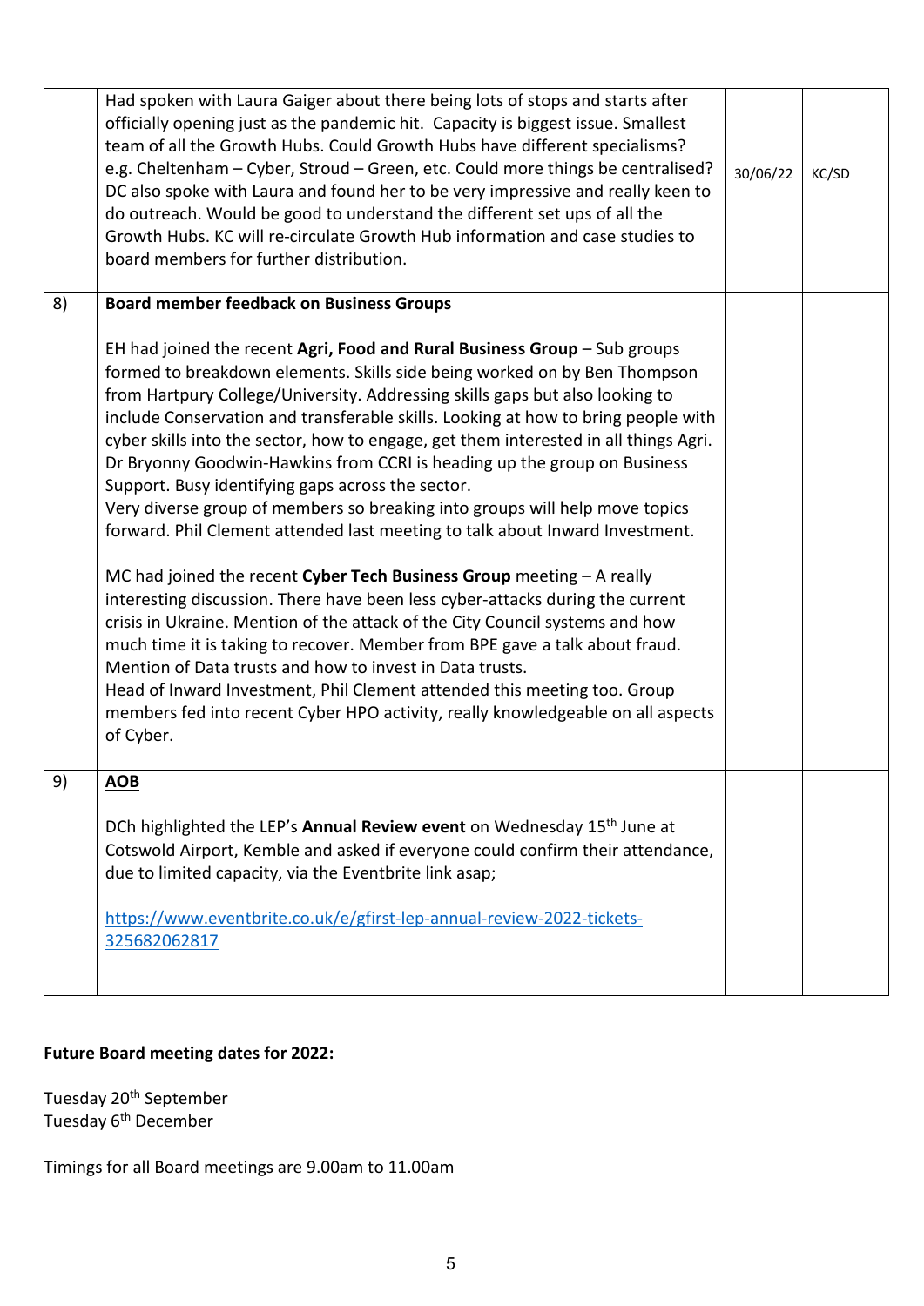| | | | |
|---|---|---|---|
| | Had spoken with Laura Gaiger about there being lots of stops and starts after officially opening just as the pandemic hit. Capacity is biggest issue. Smallest team of all the Growth Hubs. Could Growth Hubs have different specialisms? e.g. Cheltenham – Cyber, Stroud – Green, etc. Could more things be centralised? DC also spoke with Laura and found her to be very impressive and really keen to do outreach. Would be good to understand the different set ups of all the Growth Hubs. KC will re-circulate Growth Hub information and case studies to board members for further distribution. | 30/06/22 | KC/SD |
| 8) | **Board member feedback on Business Groups**<br><br>EH had joined the recent **Agri, Food and Rural Business Group** – Sub groups formed to breakdown elements. Skills side being worked on by Ben Thompson from Hartpury College/University. Addressing skills gaps but also looking to include Conservation and transferable skills. Looking at how to bring people with cyber skills into the sector, how to engage, get them interested in all things Agri. Dr Bryonny Goodwin-Hawkins from CCRI is heading up the group on Business Support. Busy identifying gaps across the sector.<br>Very diverse group of members so breaking into groups will help move topics forward. Phil Clement attended last meeting to talk about Inward Investment.<br><br>MC had joined the recent **Cyber Tech Business Group** meeting – A really interesting discussion. There have been less cyber-attacks during the current crisis in Ukraine. Mention of the attack of the City Council systems and how much time it is taking to recover. Member from BPE gave a talk about fraud. Mention of Data trusts and how to invest in Data trusts.<br>Head of Inward Investment, Phil Clement attended this meeting too. Group members fed into recent Cyber HPO activity, really knowledgeable on all aspects of Cyber. | | |
| 9) | **AOB**<br><br>DCh highlighted the LEP's **Annual Review event** on Wednesday 15th June at Cotswold Airport, Kemble and asked if everyone could confirm their attendance, due to limited capacity, via the Eventbrite link asap;<br><br>https://www.eventbrite.co.uk/e/gfirst-lep-annual-review-2022-tickets-325682062817 | | |

**Future Board meeting dates for 2022:**

Tuesday 20th September
Tuesday 6th December

Timings for all Board meetings are 9.00am to 11.00am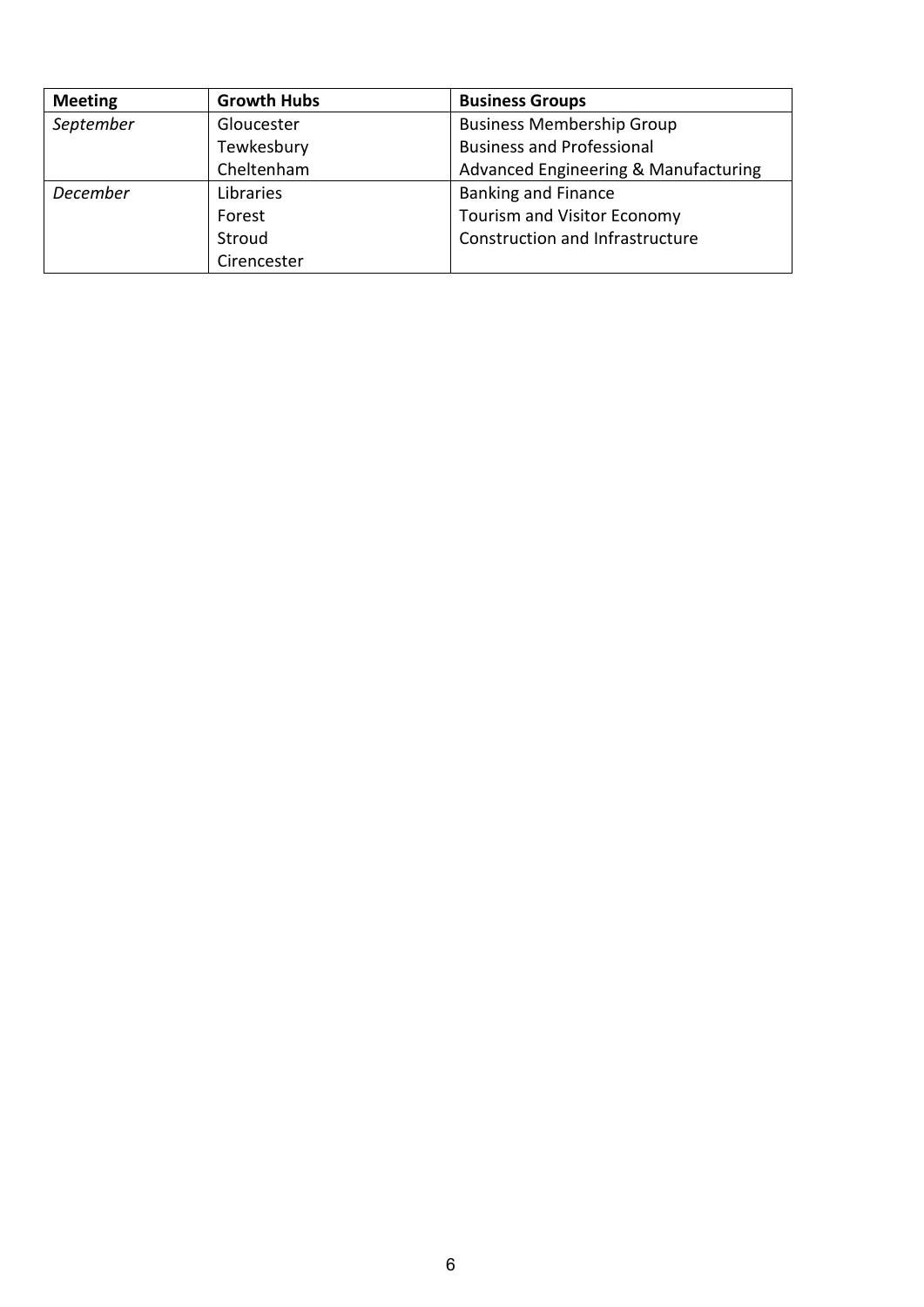| Meeting | Growth Hubs | Business Groups |
|---|---|---|
| *September* | Gloucester | Business Membership Group |
| | Tewkesbury | Business and Professional |
| | Cheltenham | Advanced Engineering & Manufacturing |
| *December* | Libraries | Banking and Finance |
| | Forest | Tourism and Visitor Economy |
| | Stroud | Construction and Infrastructure |
| | Cirencester | |